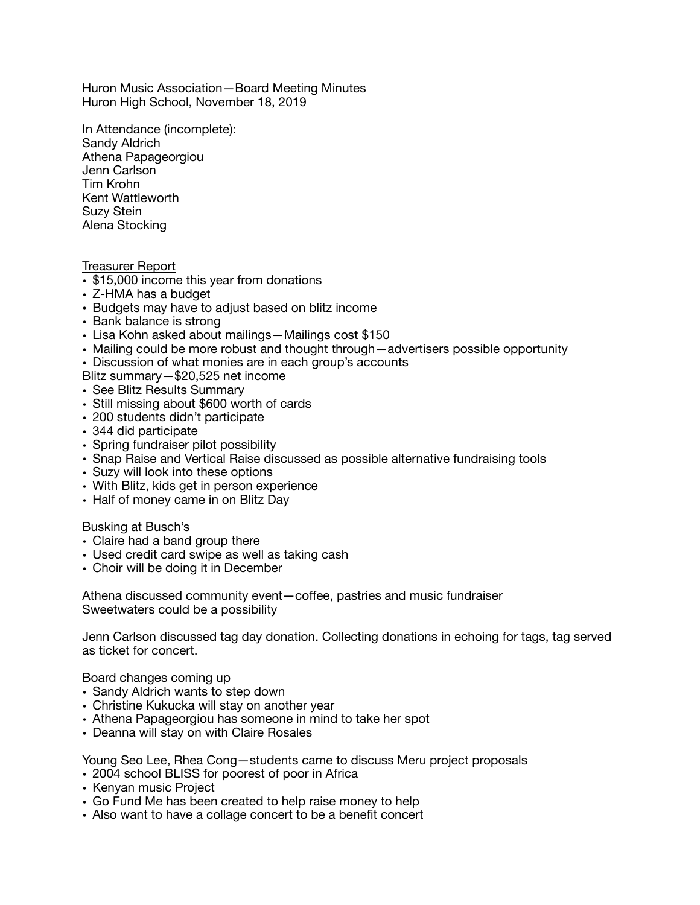Huron Music Association—Board Meeting Minutes
Huron High School, November 18, 2019

In Attendance (incomplete):
Sandy Aldrich
Athena Papageorgiou
Jenn Carlson
Tim Krohn
Kent Wattleworth
Suzy Stein
Alena Stocking

<u>Treasurer Report</u>

- $15,000 income this year from donations
- Z-HMA has a budget
- Budgets may have to adjust based on blitz income
- Bank balance is strong
- Lisa Kohn asked about mailings—Mailings cost $150
- Mailing could be more robust and thought through—advertisers possible opportunity
- Discussion of what monies are in each group's accounts

Blitz summary—$20,525 net income

- See Blitz Results Summary
- Still missing about $600 worth of cards
- 200 students didn't participate
- 344 did participate
- Spring fundraiser pilot possibility
- Snap Raise and Vertical Raise discussed as possible alternative fundraising tools
- Suzy will look into these options
- With Blitz, kids get in person experience
- Half of money came in on Blitz Day

Busking at Busch's

- Claire had a band group there
- Used credit card swipe as well as taking cash
- Choir will be doing it in December

Athena discussed community event—coffee, pastries and music fundraiser
Sweetwaters could be a possibility

Jenn Carlson discussed tag day donation. Collecting donations in echoing for tags, tag served as ticket for concert.

<u>Board changes coming up</u>

- Sandy Aldrich wants to step down
- Christine Kukucka will stay on another year
- Athena Papageorgiou has someone in mind to take her spot
- Deanna will stay on with Claire Rosales

<u>Young Seo Lee, Rhea Cong—students came to discuss Meru project proposals</u>

- 2004 school BLISS for poorest of poor in Africa
- Kenyan music Project
- Go Fund Me has been created to help raise money to help
- Also want to have a collage concert to be a benefit concert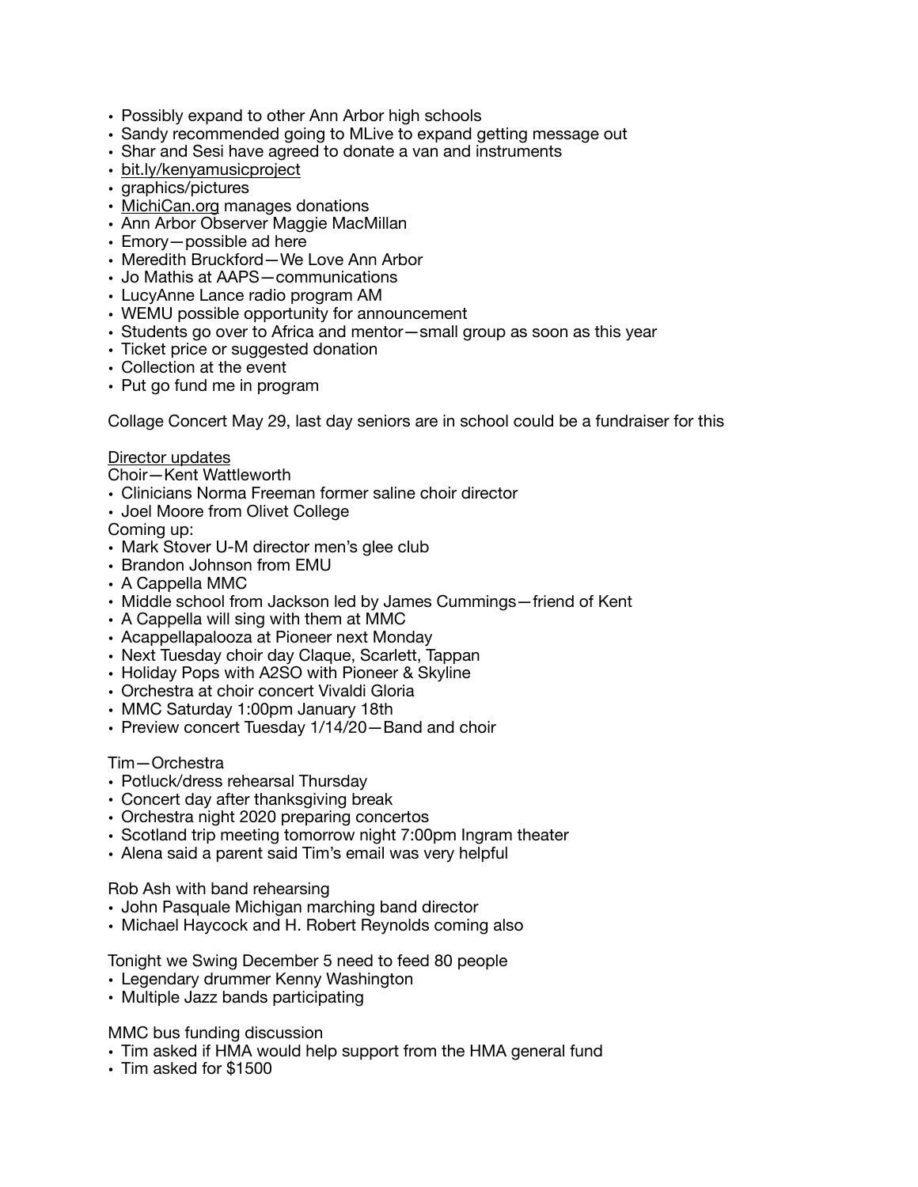- Possibly expand to other Ann Arbor high schools
- Sandy recommended going to MLive to expand getting message out
- Shar and Sesi have agreed to donate a van and instruments
- bit.ly/kenyamusicproject
- graphics/pictures
- MichiCan.org manages donations
- Ann Arbor Observer Maggie MacMillan
- Emory—possible ad here
- Meredith Bruckford—We Love Ann Arbor
- Jo Mathis at AAPS—communications
- LucyAnne Lance radio program AM
- WEMU possible opportunity for announcement
- Students go over to Africa and mentor—small group as soon as this year
- Ticket price or suggested donation
- Collection at the event
- Put go fund me in program

Collage Concert May 29, last day seniors are in school could be a fundraiser for this

Director updates

Choir—Kent Wattleworth

- Clinicians Norma Freeman former saline choir director
- Joel Moore from Olivet College

Coming up:

- Mark Stover U-M director men's glee club
- Brandon Johnson from EMU
- A Cappella MMC
- Middle school from Jackson led by James Cummings—friend of Kent
- A Cappella will sing with them at MMC
- Acappellapalooza at Pioneer next Monday
- Next Tuesday choir day Claque, Scarlett, Tappan
- Holiday Pops with A2SO with Pioneer & Skyline
- Orchestra at choir concert Vivaldi Gloria
- MMC Saturday 1:00pm January 18th
- Preview concert Tuesday 1/14/20—Band and choir

Tim—Orchestra

- Potluck/dress rehearsal Thursday
- Concert day after thanksgiving break
- Orchestra night 2020 preparing concertos
- Scotland trip meeting tomorrow night 7:00pm Ingram theater
- Alena said a parent said Tim's email was very helpful

Rob Ash with band rehearsing

- John Pasquale Michigan marching band director
- Michael Haycock and H. Robert Reynolds coming also

Tonight we Swing December 5 need to feed 80 people

- Legendary drummer Kenny Washington
- Multiple Jazz bands participating

MMC bus funding discussion

- Tim asked if HMA would help support from the HMA general fund
- Tim asked for $1500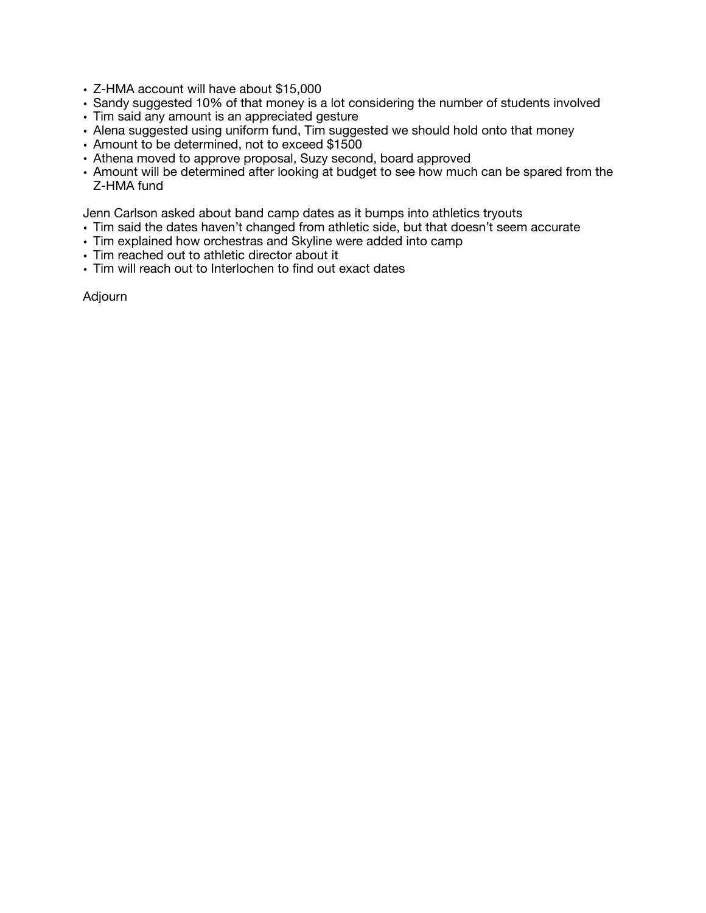- Z-HMA account will have about $15,000
- Sandy suggested 10% of that money is a lot considering the number of students involved
- Tim said any amount is an appreciated gesture
- Alena suggested using uniform fund, Tim suggested we should hold onto that money
- Amount to be determined, not to exceed $1500
- Athena moved to approve proposal, Suzy second, board approved
- Amount will be determined after looking at budget to see how much can be spared from the Z-HMA fund

Jenn Carlson asked about band camp dates as it bumps into athletics tryouts

- Tim said the dates haven't changed from athletic side, but that doesn't seem accurate
- Tim explained how orchestras and Skyline were added into camp
- Tim reached out to athletic director about it
- Tim will reach out to Interlochen to find out exact dates

Adjourn